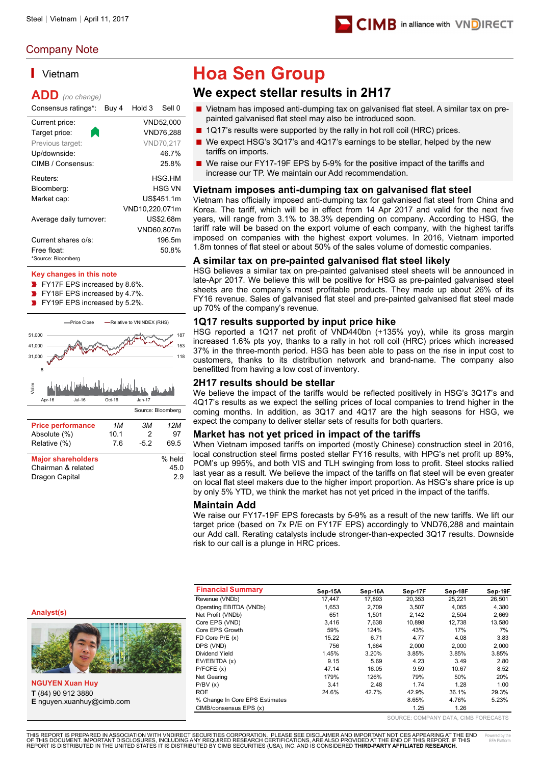Steel | Vietnam | April 11, 2017

## Company Note

# Vietnam

**ADD** *(no change)*

Consensus ratings*: Buy 4 Hold 3 Sell 0

| | |
|---|---|
| Current price: | VND52,000 |
| Target price: | VND76,288 |
| Previous target: | VND70,217 |
| Up/downside: | 46.7% |
| CIMB / Consensus: | 25.8% |
| Reuters: | HSG.HM |
| Bloomberg: | HSG VN |
| Market cap: | US$451.1m |
| | VND10,220,071m |
| Average daily turnover: | US$2.68m |
| | VND60,807m |
| Current shares o/s: | 196.5m |
| Free float: | 50.8% |

*Source: Bloomberg

**Key changes in this note**

- FY17F EPS increased by 8.6%.
- FY18F EPS increased by 4.7%.
- FY19F EPS increased by 5.2%.

Source: Bloomberg

| Price performance | 1M | 3M | 12M |
|---|---|---|---|
| Absolute (%) | 10.1 | 2 | 97 |
| Relative (%) | 7.6 | -5.2 | 69.5 |

| Major shareholders | % held |
|---|---|
| Chairman & related | 45.0 |
| Dragon Capital | 2.9 |

**Analyst(s)**

**NGUYEN Xuan Huy**
**T** (84) 90 912 3880
**E** nguyen.xuanhuy@cimb.com

# Hoa Sen Group

## We expect stellar results in 2H17

- Vietnam has imposed anti-dumping tax on galvanised flat steel. A similar tax on pre-painted galvanised flat steel may also be introduced soon.
- 1Q17's results were supported by the rally in hot roll coil (HRC) prices.
- We expect HSG's 3Q17's and 4Q17's earnings to be stellar, helped by the new tariffs on imports.
- We raise our FY17-19F EPS by 5-9% for the positive impact of the tariffs and increase our TP. We maintain our Add recommendation.

### Vietnam imposes anti-dumping tax on galvanised flat steel

Vietnam has officially imposed anti-dumping tax for galvanised flat steel from China and Korea. The tariff, which will be in effect from 14 Apr 2017 and valid for the next five years, will range from 3.1% to 38.3% depending on company. According to HSG, the tariff rate will be based on the export volume of each company, with the highest tariffs imposed on companies with the highest export volumes. In 2016, Vietnam imported 1.8m tonnes of flat steel or about 50% of the sales volume of domestic companies.

### A similar tax on pre-painted galvanised flat steel likely

HSG believes a similar tax on pre-painted galvanised steel sheets will be announced in late-Apr 2017. We believe this will be positive for HSG as pre-painted galvanised steel sheets are the company's most profitable products. They made up about 26% of its FY16 revenue. Sales of galvanised flat steel and pre-painted galvanised flat steel made up 70% of the company's revenue.

### 1Q17 results supported by input price hike

HSG reported a 1Q17 net profit of VND440bn (+135% yoy), while its gross margin increased 1.6% pts yoy, thanks to a rally in hot roll coil (HRC) prices which increased 37% in the three-month period. HSG has been able to pass on the rise in input cost to customers, thanks to its distribution network and brand-name. The company also benefitted from having a low cost of inventory.

### 2H17 results should be stellar

We believe the impact of the tariffs would be reflected positively in HSG's 3Q17's and 4Q17's results as we expect the selling prices of local companies to trend higher in the coming months. In addition, as 3Q17 and 4Q17 are the high seasons for HSG, we expect the company to deliver stellar sets of results for both quarters.

### Market has not yet priced in impact of the tariffs

When Vietnam imposed tariffs on imported (mostly Chinese) construction steel in 2016, local construction steel firms posted stellar FY16 results, with HPG's net profit up 89%, POM's up 995%, and both VIS and TLH swinging from loss to profit. Steel stocks rallied last year as a result. We believe the impact of the tariffs on flat steel will be even greater on local flat steel makers due to the higher import proportion. As HSG's share price is up by only 5% YTD, we think the market has not yet priced in the impact of the tariffs.

### Maintain Add

We raise our FY17-19F EPS forecasts by 5-9% as a result of the new tariffs. We lift our target price (based on 7x P/E on FY17F EPS) accordingly to VND76,288 and maintain our Add call. Rerating catalysts include stronger-than-expected 3Q17 results. Downside risk to our call is a plunge in HRC prices.

| Financial Summary | Sep-15A | Sep-16A | Sep-17F | Sep-18F | Sep-19F |
|---|---|---|---|---|---|
| Revenue (VNDb) | 17,447 | 17,893 | 20,353 | 25,221 | 26,501 |
| Operating EBITDA (VNDb) | 1,653 | 2,709 | 3,507 | 4,065 | 4,380 |
| Net Profit (VNDb) | 651 | 1,501 | 2,142 | 2,504 | 2,669 |
| Core EPS (VND) | 3,416 | 7,638 | 10,898 | 12,738 | 13,580 |
| Core EPS Growth | 59% | 124% | 43% | 17% | 7% |
| FD Core P/E (x) | 15.22 | 6.71 | 4.77 | 4.08 | 3.83 |
| DPS (VND) | 756 | 1,664 | 2,000 | 2,000 | 2,000 |
| Dividend Yield | 1.45% | 3.20% | 3.85% | 3.85% | 3.85% |
| EV/EBITDA (x) | 9.15 | 5.69 | 4.23 | 3.49 | 2.80 |
| P/FCFE (x) | 47.14 | 16.05 | 9.59 | 10.67 | 8.52 |
| Net Gearing | 179% | 126% | 79% | 50% | 20% |
| P/BV (x) | 3.41 | 2.48 | 1.74 | 1.28 | 1.00 |
| ROE | 24.6% | 42.7% | 42.9% | 36.1% | 29.3% |
| % Change In Core EPS Estimates | | | 8.65% | 4.76% | 5.23% |
| CIMB/consensus EPS (x) | | | 1.25 | 1.26 | |

SOURCE: COMPANY DATA, CIMB FORECASTS

THIS REPORT IS PREPARED IN ASSOCIATION WITH VNDIRECT SECURITIES CORPORATION. PLEASE SEE DISCLAIMER AND IMPORTANT NOTICES APPEARING AT THE END OF THIS DOCUMENT. IMPORTANT DISCLOSURES, INCLUDING ANY REQUIRED RESEARCH CERTIFICATIONS, ARE ALSO PROVIDED AT THE END OF THIS REPORT. IF THIS REPORT IS DISTRIBUTED IN THE UNITED STATES IT IS DISTRIBUTED BY CIMB SECURITIES (USA), INC. AND IS CONSIDERED **THIRD-PARTY AFFILIATED RESEARCH.**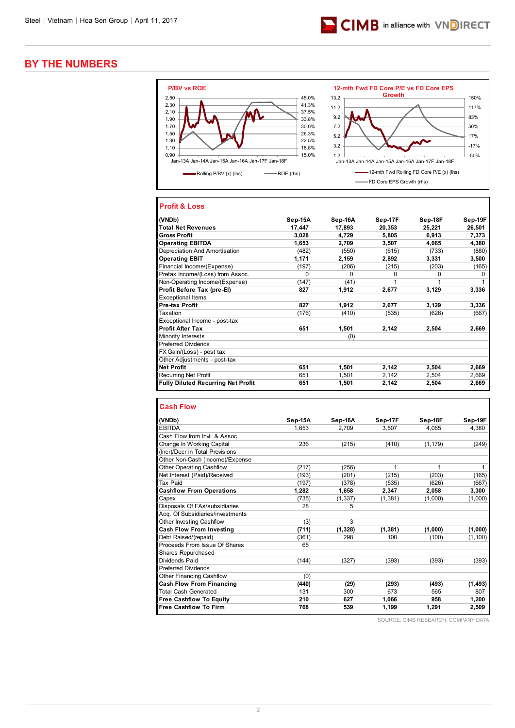## BY THE NUMBERS

**P/BV vs ROE**

Rolling P/BV (x) (lhs) — ROE (rhs)

**12-mth Fwd FD Core P/E vs FD Core EPS Growth**

12-mth Fwd Rolling FD Core P/E (x) (lhs) — FD Core EPS Growth (rhs)

### Profit & Loss

| (VNDb) | Sep-15A | Sep-16A | Sep-17F | Sep-18F | Sep-19F |
|---|---|---|---|---|---|
| **Total Net Revenues** | 17,447 | 17,893 | 20,353 | 25,221 | 26,501 |
| **Gross Profit** | 3,028 | 4,729 | 5,805 | 6,913 | 7,373 |
| **Operating EBITDA** | 1,653 | 2,709 | 3,507 | 4,065 | 4,380 |
| Depreciation And Amortisation | (482) | (550) | (615) | (733) | (880) |
| **Operating EBIT** | 1,171 | 2,159 | 2,892 | 3,331 | 3,500 |
| Financial Income/(Expense) | (197) | (206) | (215) | (203) | (165) |
| Pretax Income/(Loss) from Assoc. | 0 | 0 | 0 | 0 | 0 |
| Non-Operating Income/(Expense) | (147) | (41) | 1 | 1 | 1 |
| **Profit Before Tax (pre-EI)** | 827 | 1,912 | 2,677 | 3,129 | 3,336 |
| Exceptional Items | | | | | |
| **Pre-tax Profit** | 827 | 1,912 | 2,677 | 3,129 | 3,336 |
| Taxation | (176) | (410) | (535) | (626) | (667) |
| Exceptional Income - post-tax | | | | | |
| **Profit After Tax** | 651 | 1,501 | 2,142 | 2,504 | 2,669 |
| Minority Interests | | (0) | | | |
| Preferred Dividends | | | | | |
| FX Gain/(Loss) - post tax | | | | | |
| Other Adjustments - post-tax | | | | | |
| **Net Profit** | 651 | 1,501 | 2,142 | 2,504 | 2,669 |
| Recurring Net Profit | 651 | 1,501 | 2,142 | 2,504 | 2,669 |
| **Fully Diluted Recurring Net Profit** | 651 | 1,501 | 2,142 | 2,504 | 2,669 |

### Cash Flow

| (VNDb) | Sep-15A | Sep-16A | Sep-17F | Sep-18F | Sep-19F |
|---|---|---|---|---|---|
| EBITDA | 1,653 | 2,709 | 3,507 | 4,065 | 4,380 |
| Cash Flow from Invt. & Assoc. | | | | | |
| Change In Working Capital | 236 | (215) | (410) | (1,179) | (249) |
| (Incr)/Decr in Total Provisions | | | | | |
| Other Non-Cash (Income)/Expense | | | | | |
| Other Operating Cashflow | (217) | (256) | 1 | 1 | 1 |
| Net Interest (Paid)/Received | (193) | (201) | (215) | (203) | (165) |
| Tax Paid | (197) | (378) | (535) | (626) | (667) |
| **Cashflow From Operations** | 1,282 | 1,658 | 2,347 | 2,058 | 3,300 |
| Capex | (735) | (1,337) | (1,381) | (1,000) | (1,000) |
| Disposals Of FAs/subsidiaries | 28 | 5 | | | |
| Acq. Of Subsidiaries/investments | | | | | |
| Other Investing Cashflow | (3) | 3 | | | |
| **Cash Flow From Investing** | (711) | (1,328) | (1,381) | (1,000) | (1,000) |
| Debt Raised/(repaid) | (361) | 298 | 100 | (100) | (1,100) |
| Proceeds From Issue Of Shares | 65 | | | | |
| Shares Repurchased | | | | | |
| Dividends Paid | (144) | (327) | (393) | (393) | (393) |
| Preferred Dividends | | | | | |
| Other Financing Cashflow | (0) | | | | |
| **Cash Flow From Financing** | (440) | (29) | (293) | (493) | (1,493) |
| Total Cash Generated | 131 | 300 | 673 | 565 | 807 |
| **Free Cashflow To Equity** | 210 | 627 | 1,066 | 958 | 1,200 |
| **Free Cashflow To Firm** | 768 | 539 | 1,199 | 1,291 | 2,509 |

SOURCE: CIMB RESEARCH, COMPANY DATA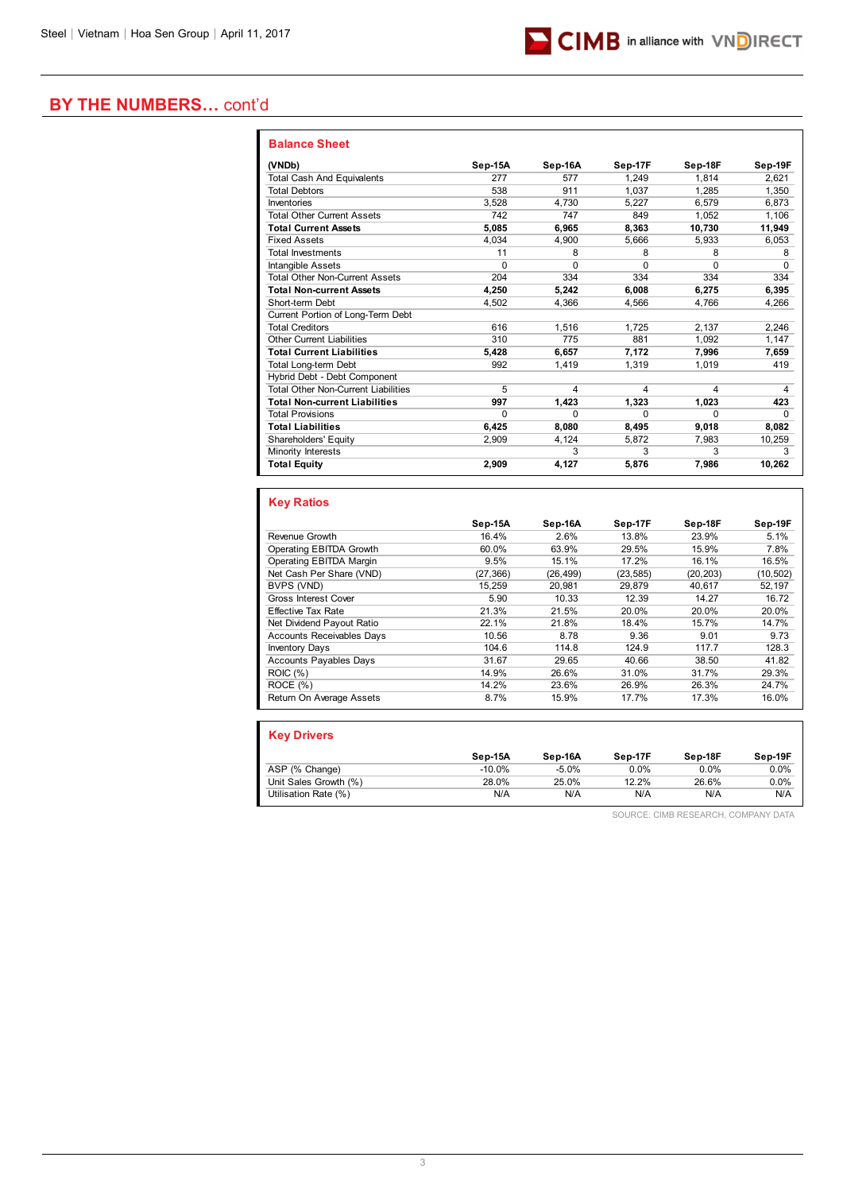## BY THE NUMBERS… cont'd

### Balance Sheet

| (VNDb) | Sep-15A | Sep-16A | Sep-17F | Sep-18F | Sep-19F |
|---|---|---|---|---|---|
| Total Cash And Equivalents | 277 | 577 | 1,249 | 1,814 | 2,621 |
| Total Debtors | 538 | 911 | 1,037 | 1,285 | 1,350 |
| Inventories | 3,528 | 4,730 | 5,227 | 6,579 | 6,873 |
| Total Other Current Assets | 742 | 747 | 849 | 1,052 | 1,106 |
| **Total Current Assets** | **5,085** | **6,965** | **8,363** | **10,730** | **11,949** |
| Fixed Assets | 4,034 | 4,900 | 5,666 | 5,933 | 6,053 |
| Total Investments | 11 | 8 | 8 | 8 | 8 |
| Intangible Assets | 0 | 0 | 0 | 0 | 0 |
| Total Other Non-Current Assets | 204 | 334 | 334 | 334 | 334 |
| **Total Non-current Assets** | **4,250** | **5,242** | **6,008** | **6,275** | **6,395** |
| Short-term Debt | 4,502 | 4,366 | 4,566 | 4,766 | 4,266 |
| Current Portion of Long-Term Debt | | | | | |
| Total Creditors | 616 | 1,516 | 1,725 | 2,137 | 2,246 |
| Other Current Liabilities | 310 | 775 | 881 | 1,092 | 1,147 |
| **Total Current Liabilities** | **5,428** | **6,657** | **7,172** | **7,996** | **7,659** |
| Total Long-term Debt | 992 | 1,419 | 1,319 | 1,019 | 419 |
| Hybrid Debt - Debt Component | | | | | |
| Total Other Non-Current Liabilities | 5 | 4 | 4 | 4 | 4 |
| **Total Non-current Liabilities** | **997** | **1,423** | **1,323** | **1,023** | **423** |
| Total Provisions | 0 | 0 | 0 | 0 | 0 |
| **Total Liabilities** | **6,425** | **8,080** | **8,495** | **9,018** | **8,082** |
| Shareholders' Equity | 2,909 | 4,124 | 5,872 | 7,983 | 10,259 |
| Minority Interests | | 3 | 3 | 3 | 3 |
| **Total Equity** | **2,909** | **4,127** | **5,876** | **7,986** | **10,262** |

### Key Ratios

| | Sep-15A | Sep-16A | Sep-17F | Sep-18F | Sep-19F |
|---|---|---|---|---|---|
| Revenue Growth | 16.4% | 2.6% | 13.8% | 23.9% | 5.1% |
| Operating EBITDA Growth | 60.0% | 63.9% | 29.5% | 15.9% | 7.8% |
| Operating EBITDA Margin | 9.5% | 15.1% | 17.2% | 16.1% | 16.5% |
| Net Cash Per Share (VND) | (27,366) | (26,499) | (23,585) | (20,203) | (10,502) |
| BVPS (VND) | 15,259 | 20,981 | 29,879 | 40,617 | 52,197 |
| Gross Interest Cover | 5.90 | 10.33 | 12.39 | 14.27 | 16.72 |
| Effective Tax Rate | 21.3% | 21.5% | 20.0% | 20.0% | 20.0% |
| Net Dividend Payout Ratio | 22.1% | 21.8% | 18.4% | 15.7% | 14.7% |
| Accounts Receivables Days | 10.56 | 8.78 | 9.36 | 9.01 | 9.73 |
| Inventory Days | 104.6 | 114.8 | 124.9 | 117.7 | 128.3 |
| Accounts Payables Days | 31.67 | 29.65 | 40.66 | 38.50 | 41.82 |
| ROIC (%) | 14.9% | 26.6% | 31.0% | 31.7% | 29.3% |
| ROCE (%) | 14.2% | 23.6% | 26.9% | 26.3% | 24.7% |
| Return On Average Assets | 8.7% | 15.9% | 17.7% | 17.3% | 16.0% |

### Key Drivers

| | Sep-15A | Sep-16A | Sep-17F | Sep-18F | Sep-19F |
|---|---|---|---|---|---|
| ASP (% Change) | -10.0% | -5.0% | 0.0% | 0.0% | 0.0% |
| Unit Sales Growth (%) | 28.0% | 25.0% | 12.2% | 26.6% | 0.0% |
| Utilisation Rate (%) | N/A | N/A | N/A | N/A | N/A |

SOURCE: CIMB RESEARCH, COMPANY DATA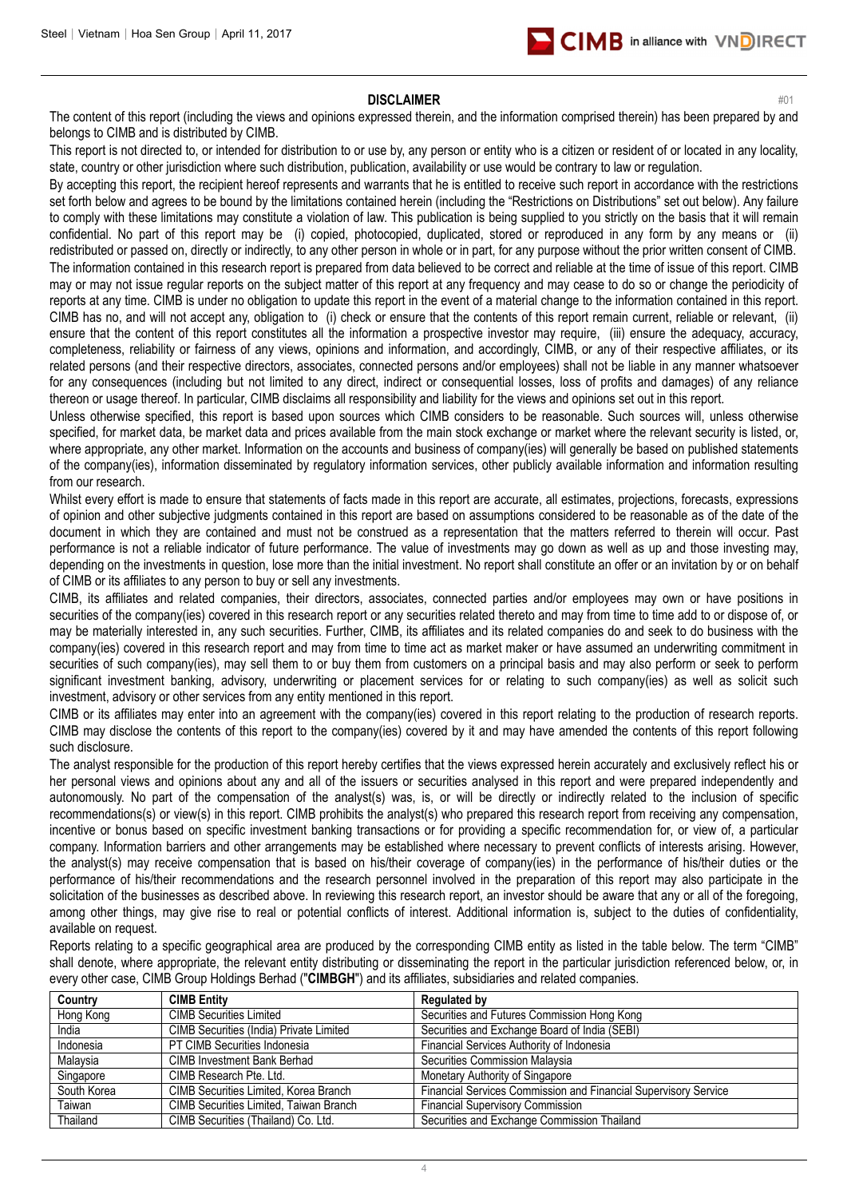## DISCLAIMER

#01

The content of this report (including the views and opinions expressed therein, and the information comprised therein) has been prepared by and belongs to CIMB and is distributed by CIMB.

This report is not directed to, or intended for distribution to or use by, any person or entity who is a citizen or resident of or located in any locality, state, country or other jurisdiction where such distribution, publication, availability or use would be contrary to law or regulation.

By accepting this report, the recipient hereof represents and warrants that he is entitled to receive such report in accordance with the restrictions set forth below and agrees to be bound by the limitations contained herein (including the "Restrictions on Distributions" set out below). Any failure to comply with these limitations may constitute a violation of law. This publication is being supplied to you strictly on the basis that it will remain confidential. No part of this report may be (i) copied, photocopied, duplicated, stored or reproduced in any form by any means or (ii) redistributed or passed on, directly or indirectly, to any other person in whole or in part, for any purpose without the prior written consent of CIMB.

The information contained in this research report is prepared from data believed to be correct and reliable at the time of issue of this report. CIMB may or may not issue regular reports on the subject matter of this report at any frequency and may cease to do so or change the periodicity of reports at any time. CIMB is under no obligation to update this report in the event of a material change to the information contained in this report. CIMB has no, and will not accept any, obligation to (i) check or ensure that the contents of this report remain current, reliable or relevant, (ii) ensure that the content of this report constitutes all the information a prospective investor may require, (iii) ensure the adequacy, accuracy, completeness, reliability or fairness of any views, opinions and information, and accordingly, CIMB, or any of their respective affiliates, or its related persons (and their respective directors, associates, connected persons and/or employees) shall not be liable in any manner whatsoever for any consequences (including but not limited to any direct, indirect or consequential losses, loss of profits and damages) of any reliance thereon or usage thereof. In particular, CIMB disclaims all responsibility and liability for the views and opinions set out in this report.

Unless otherwise specified, this report is based upon sources which CIMB considers to be reasonable. Such sources will, unless otherwise specified, for market data, be market data and prices available from the main stock exchange or market where the relevant security is listed, or, where appropriate, any other market. Information on the accounts and business of company(ies) will generally be based on published statements of the company(ies), information disseminated by regulatory information services, other publicly available information and information resulting from our research.

Whilst every effort is made to ensure that statements of facts made in this report are accurate, all estimates, projections, forecasts, expressions of opinion and other subjective judgments contained in this report are based on assumptions considered to be reasonable as of the date of the document in which they are contained and must not be construed as a representation that the matters referred to therein will occur. Past performance is not a reliable indicator of future performance. The value of investments may go down as well as up and those investing may, depending on the investments in question, lose more than the initial investment. No report shall constitute an offer or an invitation by or on behalf of CIMB or its affiliates to any person to buy or sell any investments.

CIMB, its affiliates and related companies, their directors, associates, connected parties and/or employees may own or have positions in securities of the company(ies) covered in this research report or any securities related thereto and may from time to time add to or dispose of, or may be materially interested in, any such securities. Further, CIMB, its affiliates and its related companies do and seek to do business with the company(ies) covered in this research report and may from time to time act as market maker or have assumed an underwriting commitment in securities of such company(ies), may sell them to or buy them from customers on a principal basis and may also perform or seek to perform significant investment banking, advisory, underwriting or placement services for or relating to such company(ies) as well as solicit such investment, advisory or other services from any entity mentioned in this report.

CIMB or its affiliates may enter into an agreement with the company(ies) covered in this report relating to the production of research reports. CIMB may disclose the contents of this report to the company(ies) covered by it and may have amended the contents of this report following such disclosure.

The analyst responsible for the production of this report hereby certifies that the views expressed herein accurately and exclusively reflect his or her personal views and opinions about any and all of the issuers or securities analysed in this report and were prepared independently and autonomously. No part of the compensation of the analyst(s) was, is, or will be directly or indirectly related to the inclusion of specific recommendations(s) or view(s) in this report. CIMB prohibits the analyst(s) who prepared this research report from receiving any compensation, incentive or bonus based on specific investment banking transactions or for providing a specific recommendation for, or view of, a particular company. Information barriers and other arrangements may be established where necessary to prevent conflicts of interests arising. However, the analyst(s) may receive compensation that is based on his/their coverage of company(ies) in the performance of his/their duties or the performance of his/their recommendations and the research personnel involved in the preparation of this report may also participate in the solicitation of the businesses as described above. In reviewing this research report, an investor should be aware that any or all of the foregoing, among other things, may give rise to real or potential conflicts of interest. Additional information is, subject to the duties of confidentiality, available on request.

Reports relating to a specific geographical area are produced by the corresponding CIMB entity as listed in the table below. The term "CIMB" shall denote, where appropriate, the relevant entity distributing or disseminating the report in the particular jurisdiction referenced below, or, in every other case, CIMB Group Holdings Berhad ("**CIMBGH**") and its affiliates, subsidiaries and related companies.

| Country | CIMB Entity | Regulated by |
|---|---|---|
| Hong Kong | CIMB Securities Limited | Securities and Futures Commission Hong Kong |
| India | CIMB Securities (India) Private Limited | Securities and Exchange Board of India (SEBI) |
| Indonesia | PT CIMB Securities Indonesia | Financial Services Authority of Indonesia |
| Malaysia | CIMB Investment Bank Berhad | Securities Commission Malaysia |
| Singapore | CIMB Research Pte. Ltd. | Monetary Authority of Singapore |
| South Korea | CIMB Securities Limited, Korea Branch | Financial Services Commission and Financial Supervisory Service |
| Taiwan | CIMB Securities Limited, Taiwan Branch | Financial Supervisory Commission |
| Thailand | CIMB Securities (Thailand) Co. Ltd. | Securities and Exchange Commission Thailand |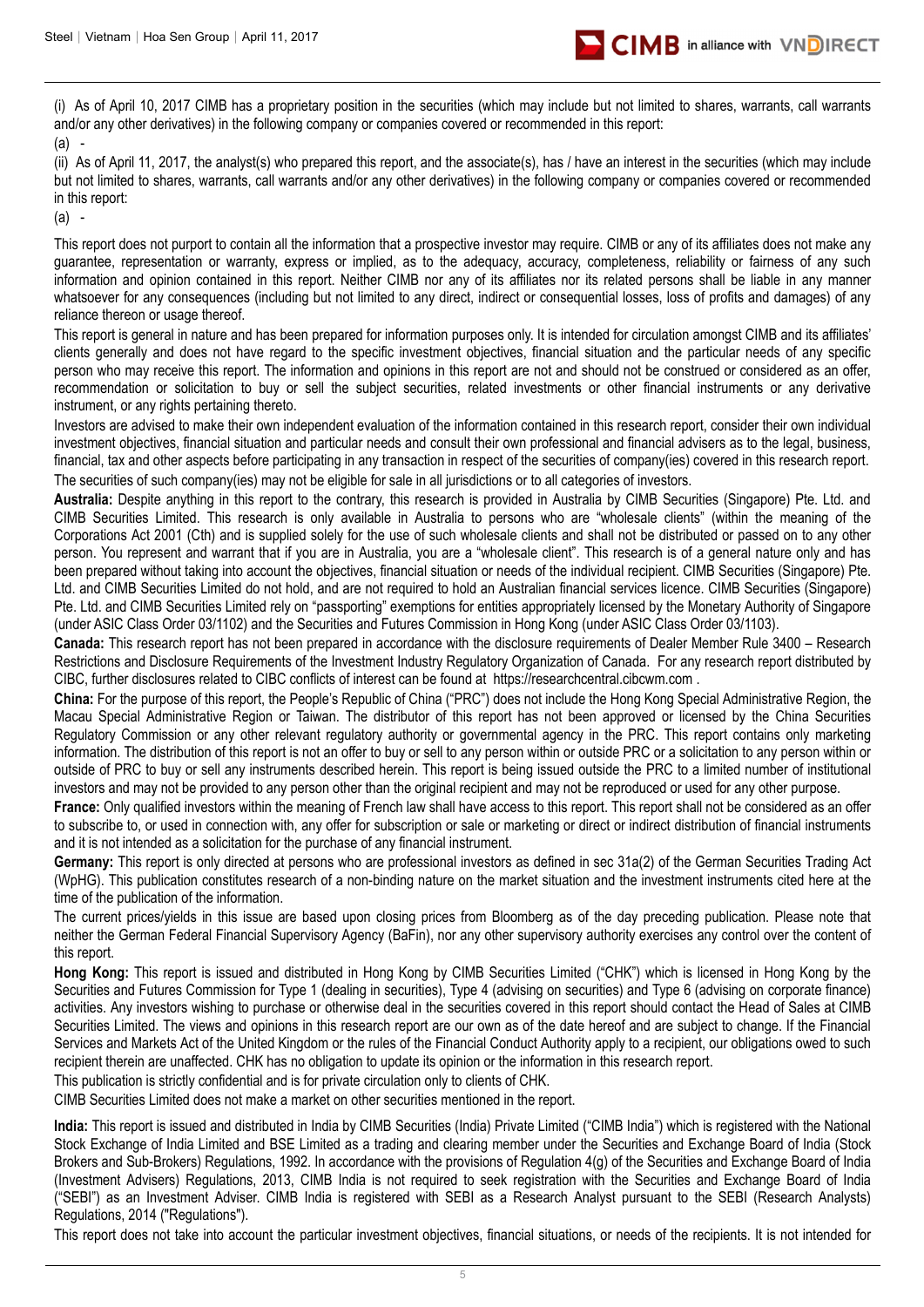(i) As of April 10, 2017 CIMB has a proprietary position in the securities (which may include but not limited to shares, warrants, call warrants and/or any other derivatives) in the following company or companies covered or recommended in this report:

(a) -

(ii) As of April 11, 2017, the analyst(s) who prepared this report, and the associate(s), has / have an interest in the securities (which may include but not limited to shares, warrants, call warrants and/or any other derivatives) in the following company or companies covered or recommended in this report:

(a) -

This report does not purport to contain all the information that a prospective investor may require. CIMB or any of its affiliates does not make any guarantee, representation or warranty, express or implied, as to the adequacy, accuracy, completeness, reliability or fairness of any such information and opinion contained in this report. Neither CIMB nor any of its affiliates nor its related persons shall be liable in any manner whatsoever for any consequences (including but not limited to any direct, indirect or consequential losses, loss of profits and damages) of any reliance thereon or usage thereof.

This report is general in nature and has been prepared for information purposes only. It is intended for circulation amongst CIMB and its affiliates' clients generally and does not have regard to the specific investment objectives, financial situation and the particular needs of any specific person who may receive this report. The information and opinions in this report are not and should not be construed or considered as an offer, recommendation or solicitation to buy or sell the subject securities, related investments or other financial instruments or any derivative instrument, or any rights pertaining thereto.

Investors are advised to make their own independent evaluation of the information contained in this research report, consider their own individual investment objectives, financial situation and particular needs and consult their own professional and financial advisers as to the legal, business, financial, tax and other aspects before participating in any transaction in respect of the securities of company(ies) covered in this research report. The securities of such company(ies) may not be eligible for sale in all jurisdictions or to all categories of investors.

**Australia:** Despite anything in this report to the contrary, this research is provided in Australia by CIMB Securities (Singapore) Pte. Ltd. and CIMB Securities Limited. This research is only available in Australia to persons who are "wholesale clients" (within the meaning of the Corporations Act 2001 (Cth) and is supplied solely for the use of such wholesale clients and shall not be distributed or passed on to any other person. You represent and warrant that if you are in Australia, you are a "wholesale client". This research is of a general nature only and has been prepared without taking into account the objectives, financial situation or needs of the individual recipient. CIMB Securities (Singapore) Pte. Ltd. and CIMB Securities Limited do not hold, and are not required to hold an Australian financial services licence. CIMB Securities (Singapore) Pte. Ltd. and CIMB Securities Limited rely on "passporting" exemptions for entities appropriately licensed by the Monetary Authority of Singapore (under ASIC Class Order 03/1102) and the Securities and Futures Commission in Hong Kong (under ASIC Class Order 03/1103).

**Canada:** This research report has not been prepared in accordance with the disclosure requirements of Dealer Member Rule 3400 – Research Restrictions and Disclosure Requirements of the Investment Industry Regulatory Organization of Canada. For any research report distributed by CIBC, further disclosures related to CIBC conflicts of interest can be found at https://researchcentral.cibcwm.com .

**China:** For the purpose of this report, the People's Republic of China ("PRC") does not include the Hong Kong Special Administrative Region, the Macau Special Administrative Region or Taiwan. The distributor of this report has not been approved or licensed by the China Securities Regulatory Commission or any other relevant regulatory authority or governmental agency in the PRC. This report contains only marketing information. The distribution of this report is not an offer to buy or sell to any person within or outside PRC or a solicitation to any person within or outside of PRC to buy or sell any instruments described herein. This report is being issued outside the PRC to a limited number of institutional investors and may not be provided to any person other than the original recipient and may not be reproduced or used for any other purpose.

**France:** Only qualified investors within the meaning of French law shall have access to this report. This report shall not be considered as an offer to subscribe to, or used in connection with, any offer for subscription or sale or marketing or direct or indirect distribution of financial instruments and it is not intended as a solicitation for the purchase of any financial instrument.

**Germany:** This report is only directed at persons who are professional investors as defined in sec 31a(2) of the German Securities Trading Act (WpHG). This publication constitutes research of a non-binding nature on the market situation and the investment instruments cited here at the time of the publication of the information.

The current prices/yields in this issue are based upon closing prices from Bloomberg as of the day preceding publication. Please note that neither the German Federal Financial Supervisory Agency (BaFin), nor any other supervisory authority exercises any control over the content of this report.

**Hong Kong:** This report is issued and distributed in Hong Kong by CIMB Securities Limited ("CHK") which is licensed in Hong Kong by the Securities and Futures Commission for Type 1 (dealing in securities), Type 4 (advising on securities) and Type 6 (advising on corporate finance) activities. Any investors wishing to purchase or otherwise deal in the securities covered in this report should contact the Head of Sales at CIMB Securities Limited. The views and opinions in this research report are our own as of the date hereof and are subject to change. If the Financial Services and Markets Act of the United Kingdom or the rules of the Financial Conduct Authority apply to a recipient, our obligations owed to such recipient therein are unaffected. CHK has no obligation to update its opinion or the information in this research report.

This publication is strictly confidential and is for private circulation only to clients of CHK.

CIMB Securities Limited does not make a market on other securities mentioned in the report.

**India:** This report is issued and distributed in India by CIMB Securities (India) Private Limited ("CIMB India") which is registered with the National Stock Exchange of India Limited and BSE Limited as a trading and clearing member under the Securities and Exchange Board of India (Stock Brokers and Sub-Brokers) Regulations, 1992. In accordance with the provisions of Regulation 4(g) of the Securities and Exchange Board of India (Investment Advisers) Regulations, 2013, CIMB India is not required to seek registration with the Securities and Exchange Board of India ("SEBI") as an Investment Adviser. CIMB India is registered with SEBI as a Research Analyst pursuant to the SEBI (Research Analysts) Regulations, 2014 ("Regulations").

This report does not take into account the particular investment objectives, financial situations, or needs of the recipients. It is not intended for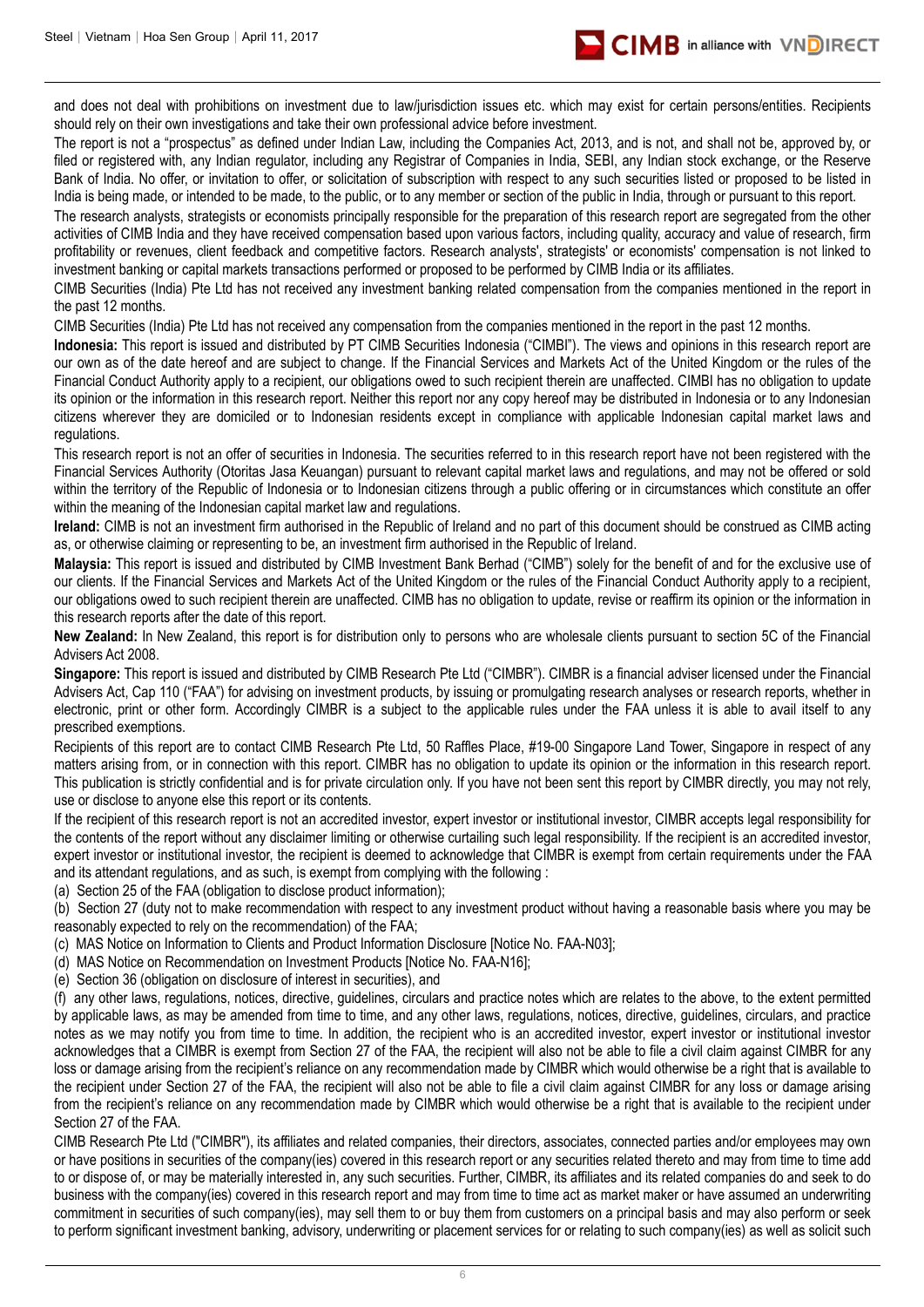and does not deal with prohibitions on investment due to law/jurisdiction issues etc. which may exist for certain persons/entities. Recipients should rely on their own investigations and take their own professional advice before investment.

The report is not a "prospectus" as defined under Indian Law, including the Companies Act, 2013, and is not, and shall not be, approved by, or filed or registered with, any Indian regulator, including any Registrar of Companies in India, SEBI, any Indian stock exchange, or the Reserve Bank of India. No offer, or invitation to offer, or solicitation of subscription with respect to any such securities listed or proposed to be listed in India is being made, or intended to be made, to the public, or to any member or section of the public in India, through or pursuant to this report.

The research analysts, strategists or economists principally responsible for the preparation of this research report are segregated from the other activities of CIMB India and they have received compensation based upon various factors, including quality, accuracy and value of research, firm profitability or revenues, client feedback and competitive factors. Research analysts', strategists' or economists' compensation is not linked to investment banking or capital markets transactions performed or proposed to be performed by CIMB India or its affiliates.

CIMB Securities (India) Pte Ltd has not received any investment banking related compensation from the companies mentioned in the report in the past 12 months.

CIMB Securities (India) Pte Ltd has not received any compensation from the companies mentioned in the report in the past 12 months.

**Indonesia:** This report is issued and distributed by PT CIMB Securities Indonesia ("CIMBI"). The views and opinions in this research report are our own as of the date hereof and are subject to change. If the Financial Services and Markets Act of the United Kingdom or the rules of the Financial Conduct Authority apply to a recipient, our obligations owed to such recipient therein are unaffected. CIMBI has no obligation to update its opinion or the information in this research report. Neither this report nor any copy hereof may be distributed in Indonesia or to any Indonesian citizens wherever they are domiciled or to Indonesian residents except in compliance with applicable Indonesian capital market laws and regulations.

This research report is not an offer of securities in Indonesia. The securities referred to in this research report have not been registered with the Financial Services Authority (Otoritas Jasa Keuangan) pursuant to relevant capital market laws and regulations, and may not be offered or sold within the territory of the Republic of Indonesia or to Indonesian citizens through a public offering or in circumstances which constitute an offer within the meaning of the Indonesian capital market law and regulations.

**Ireland:** CIMB is not an investment firm authorised in the Republic of Ireland and no part of this document should be construed as CIMB acting as, or otherwise claiming or representing to be, an investment firm authorised in the Republic of Ireland.

**Malaysia:** This report is issued and distributed by CIMB Investment Bank Berhad ("CIMB") solely for the benefit of and for the exclusive use of our clients. If the Financial Services and Markets Act of the United Kingdom or the rules of the Financial Conduct Authority apply to a recipient, our obligations owed to such recipient therein are unaffected. CIMB has no obligation to update, revise or reaffirm its opinion or the information in this research reports after the date of this report.

**New Zealand:** In New Zealand, this report is for distribution only to persons who are wholesale clients pursuant to section 5C of the Financial Advisers Act 2008.

**Singapore:** This report is issued and distributed by CIMB Research Pte Ltd ("CIMBR"). CIMBR is a financial adviser licensed under the Financial Advisers Act, Cap 110 ("FAA") for advising on investment products, by issuing or promulgating research analyses or research reports, whether in electronic, print or other form. Accordingly CIMBR is a subject to the applicable rules under the FAA unless it is able to avail itself to any prescribed exemptions.

Recipients of this report are to contact CIMB Research Pte Ltd, 50 Raffles Place, #19-00 Singapore Land Tower, Singapore in respect of any matters arising from, or in connection with this report. CIMBR has no obligation to update its opinion or the information in this research report. This publication is strictly confidential and is for private circulation only. If you have not been sent this report by CIMBR directly, you may not rely, use or disclose to anyone else this report or its contents.

If the recipient of this research report is not an accredited investor, expert investor or institutional investor, CIMBR accepts legal responsibility for the contents of the report without any disclaimer limiting or otherwise curtailing such legal responsibility. If the recipient is an accredited investor, expert investor or institutional investor, the recipient is deemed to acknowledge that CIMBR is exempt from certain requirements under the FAA and its attendant regulations, and as such, is exempt from complying with the following :

(a) Section 25 of the FAA (obligation to disclose product information);

(b) Section 27 (duty not to make recommendation with respect to any investment product without having a reasonable basis where you may be reasonably expected to rely on the recommendation) of the FAA;

(c) MAS Notice on Information to Clients and Product Information Disclosure [Notice No. FAA-N03];

(d) MAS Notice on Recommendation on Investment Products [Notice No. FAA-N16];

(e) Section 36 (obligation on disclosure of interest in securities), and

(f) any other laws, regulations, notices, directive, guidelines, circulars and practice notes which are relates to the above, to the extent permitted by applicable laws, as may be amended from time to time, and any other laws, regulations, notices, directive, guidelines, circulars, and practice notes as we may notify you from time to time. In addition, the recipient who is an accredited investor, expert investor or institutional investor acknowledges that a CIMBR is exempt from Section 27 of the FAA, the recipient will also not be able to file a civil claim against CIMBR for any loss or damage arising from the recipient's reliance on any recommendation made by CIMBR which would otherwise be a right that is available to the recipient under Section 27 of the FAA, the recipient will also not be able to file a civil claim against CIMBR for any loss or damage arising from the recipient's reliance on any recommendation made by CIMBR which would otherwise be a right that is available to the recipient under Section 27 of the FAA.

CIMB Research Pte Ltd ("CIMBR"), its affiliates and related companies, their directors, associates, connected parties and/or employees may own or have positions in securities of the company(ies) covered in this research report or any securities related thereto and may from time to time add to or dispose of, or may be materially interested in, any such securities. Further, CIMBR, its affiliates and its related companies do and seek to do business with the company(ies) covered in this research report and may from time to time act as market maker or have assumed an underwriting commitment in securities of such company(ies), may sell them to or buy them from customers on a principal basis and may also perform or seek to perform significant investment banking, advisory, underwriting or placement services for or relating to such company(ies) as well as solicit such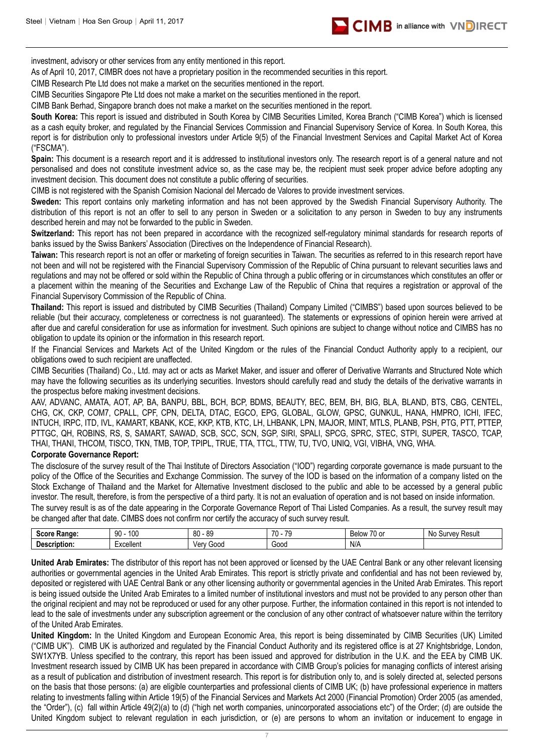investment, advisory or other services from any entity mentioned in this report.

As of April 10, 2017, CIMBR does not have a proprietary position in the recommended securities in this report.

CIMB Research Pte Ltd does not make a market on the securities mentioned in the report.

CIMB Securities Singapore Pte Ltd does not make a market on the securities mentioned in the report.

CIMB Bank Berhad, Singapore branch does not make a market on the securities mentioned in the report.

**South Korea:** This report is issued and distributed in South Korea by CIMB Securities Limited, Korea Branch ("CIMB Korea") which is licensed as a cash equity broker, and regulated by the Financial Services Commission and Financial Supervisory Service of Korea. In South Korea, this report is for distribution only to professional investors under Article 9(5) of the Financial Investment Services and Capital Market Act of Korea ("FSCMA").

**Spain:** This document is a research report and it is addressed to institutional investors only. The research report is of a general nature and not personalised and does not constitute investment advice so, as the case may be, the recipient must seek proper advice before adopting any investment decision. This document does not constitute a public offering of securities.

CIMB is not registered with the Spanish Comision Nacional del Mercado de Valores to provide investment services.

**Sweden:** This report contains only marketing information and has not been approved by the Swedish Financial Supervisory Authority. The distribution of this report is not an offer to sell to any person in Sweden or a solicitation to any person in Sweden to buy any instruments described herein and may not be forwarded to the public in Sweden.

**Switzerland:** This report has not been prepared in accordance with the recognized self-regulatory minimal standards for research reports of banks issued by the Swiss Bankers' Association (Directives on the Independence of Financial Research).

**Taiwan:** This research report is not an offer or marketing of foreign securities in Taiwan. The securities as referred to in this research report have not been and will not be registered with the Financial Supervisory Commission of the Republic of China pursuant to relevant securities laws and regulations and may not be offered or sold within the Republic of China through a public offering or in circumstances which constitutes an offer or a placement within the meaning of the Securities and Exchange Law of the Republic of China that requires a registration or approval of the Financial Supervisory Commission of the Republic of China.

**Thailand:** This report is issued and distributed by CIMB Securities (Thailand) Company Limited ("CIMBS") based upon sources believed to be reliable (but their accuracy, completeness or correctness is not guaranteed). The statements or expressions of opinion herein were arrived at after due and careful consideration for use as information for investment. Such opinions are subject to change without notice and CIMBS has no obligation to update its opinion or the information in this research report.

If the Financial Services and Markets Act of the United Kingdom or the rules of the Financial Conduct Authority apply to a recipient, our obligations owed to such recipient are unaffected.

CIMB Securities (Thailand) Co., Ltd. may act or acts as Market Maker, and issuer and offerer of Derivative Warrants and Structured Note which may have the following securities as its underlying securities. Investors should carefully read and study the details of the derivative warrants in the prospectus before making investment decisions.

AAV, ADVANC, AMATA, AOT, AP, BA, BANPU, BBL, BCH, BCP, BDMS, BEAUTY, BEC, BEM, BH, BIG, BLA, BLAND, BTS, CBG, CENTEL, CHG, CK, CKP, COM7, CPALL, CPF, CPN, DELTA, DTAC, EGCO, EPG, GLOBAL, GLOW, GPSC, GUNKUL, HANA, HMPRO, ICHI, IFEC, INTUCH, IRPC, ITD, IVL, KAMART, KBANK, KCE, KKP, KTB, KTC, LH, LHBANK, LPN, MAJOR, MINT, MTLS, PLANB, PSH, PTG, PTT, PTTEP, PTTGC, QH, ROBINS, RS, S, SAMART, SAWAD, SCB, SCC, SCN, SGP, SIRI, SPALI, SPCG, SPRC, STEC, STPI, SUPER, TASCO, TCAP, THAI, THANI, THCOM, TISCO, TKN, TMB, TOP, TPIPL, TRUE, TTA, TTCL, TTW, TU, TVO, UNIQ, VGI, VIBHA, VNG, WHA.

**Corporate Governance Report:**

The disclosure of the survey result of the Thai Institute of Directors Association ("IOD") regarding corporate governance is made pursuant to the policy of the Office of the Securities and Exchange Commission. The survey of the IOD is based on the information of a company listed on the Stock Exchange of Thailand and the Market for Alternative Investment disclosed to the public and able to be accessed by a general public investor. The result, therefore, is from the perspective of a third party. It is not an evaluation of operation and is not based on inside information.

The survey result is as of the date appearing in the Corporate Governance Report of Thai Listed Companies. As a result, the survey result may be changed after that date. CIMBS does not confirm nor certify the accuracy of such survey result.

| **Score Range:** | 90 - 100 | 80 - 89 | 70 - 79 | Below 70 or | No Survey Result |
|---|---|---|---|---|---|
| **Description:** | Excellent | Very Good | Good | N/A | |

**United Arab Emirates:** The distributor of this report has not been approved or licensed by the UAE Central Bank or any other relevant licensing authorities or governmental agencies in the United Arab Emirates. This report is strictly private and confidential and has not been reviewed by, deposited or registered with UAE Central Bank or any other licensing authority or governmental agencies in the United Arab Emirates. This report is being issued outside the United Arab Emirates to a limited number of institutional investors and must not be provided to any person other than the original recipient and may not be reproduced or used for any other purpose. Further, the information contained in this report is not intended to lead to the sale of investments under any subscription agreement or the conclusion of any other contract of whatsoever nature within the territory of the United Arab Emirates.

**United Kingdom:** In the United Kingdom and European Economic Area, this report is being disseminated by CIMB Securities (UK) Limited ("CIMB UK"). CIMB UK is authorized and regulated by the Financial Conduct Authority and its registered office is at 27 Knightsbridge, London, SW1X7YB. Unless specified to the contrary, this report has been issued and approved for distribution in the U.K. and the EEA by CIMB UK. Investment research issued by CIMB UK has been prepared in accordance with CIMB Group's policies for managing conflicts of interest arising as a result of publication and distribution of investment research. This report is for distribution only to, and is solely directed at, selected persons on the basis that those persons: (a) are eligible counterparties and professional clients of CIMB UK; (b) have professional experience in matters relating to investments falling within Article 19(5) of the Financial Services and Markets Act 2000 (Financial Promotion) Order 2005 (as amended, the "Order"), (c) fall within Article 49(2)(a) to (d) ("high net worth companies, unincorporated associations etc") of the Order; (d) are outside the United Kingdom subject to relevant regulation in each jurisdiction, or (e) are persons to whom an invitation or inducement to engage in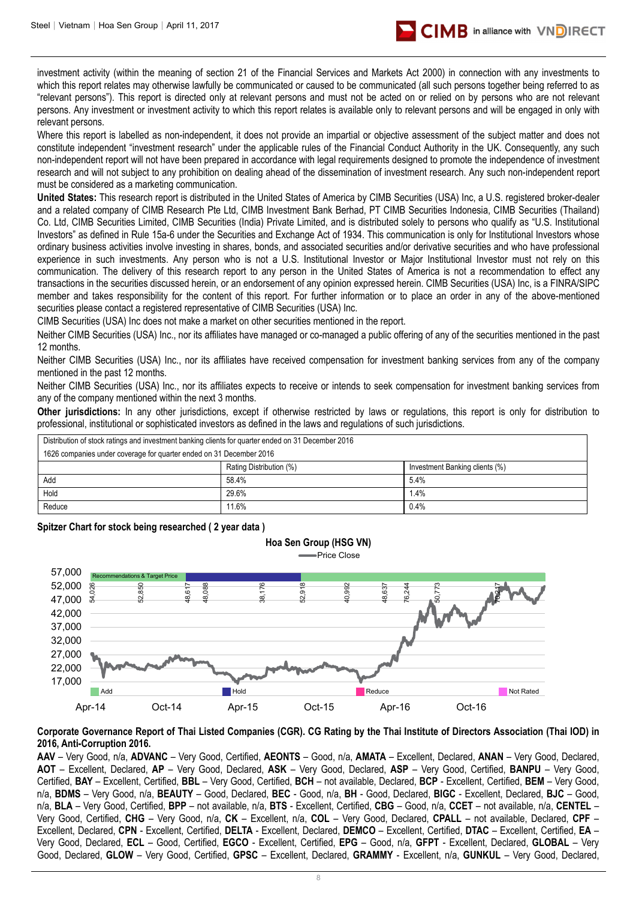investment activity (within the meaning of section 21 of the Financial Services and Markets Act 2000) in connection with any investments to which this report relates may otherwise lawfully be communicated or caused to be communicated (all such persons together being referred to as "relevant persons"). This report is directed only at relevant persons and must not be acted on or relied on by persons who are not relevant persons. Any investment or investment activity to which this report relates is available only to relevant persons and will be engaged in only with relevant persons.

Where this report is labelled as non-independent, it does not provide an impartial or objective assessment of the subject matter and does not constitute independent "investment research" under the applicable rules of the Financial Conduct Authority in the UK. Consequently, any such non-independent report will not have been prepared in accordance with legal requirements designed to promote the independence of investment research and will not subject to any prohibition on dealing ahead of the dissemination of investment research. Any such non-independent report must be considered as a marketing communication.

**United States:** This research report is distributed in the United States of America by CIMB Securities (USA) Inc, a U.S. registered broker-dealer and a related company of CIMB Research Pte Ltd, CIMB Investment Bank Berhad, PT CIMB Securities Indonesia, CIMB Securities (Thailand) Co. Ltd, CIMB Securities Limited, CIMB Securities (India) Private Limited, and is distributed solely to persons who qualify as "U.S. Institutional Investors" as defined in Rule 15a-6 under the Securities and Exchange Act of 1934. This communication is only for Institutional Investors whose ordinary business activities involve investing in shares, bonds, and associated securities and/or derivative securities and who have professional experience in such investments. Any person who is not a U.S. Institutional Investor or Major Institutional Investor must not rely on this communication. The delivery of this research report to any person in the United States of America is not a recommendation to effect any transactions in the securities discussed herein, or an endorsement of any opinion expressed herein. CIMB Securities (USA) Inc, is a FINRA/SIPC member and takes responsibility for the content of this report. For further information or to place an order in any of the above-mentioned securities please contact a registered representative of CIMB Securities (USA) Inc.

CIMB Securities (USA) Inc does not make a market on other securities mentioned in the report.

Neither CIMB Securities (USA) Inc., nor its affiliates have managed or co-managed a public offering of any of the securities mentioned in the past 12 months.

Neither CIMB Securities (USA) Inc., nor its affiliates have received compensation for investment banking services from any of the company mentioned in the past 12 months.

Neither CIMB Securities (USA) Inc., nor its affiliates expects to receive or intends to seek compensation for investment banking services from any of the company mentioned within the next 3 months.

**Other jurisdictions:** In any other jurisdictions, except if otherwise restricted by laws or regulations, this report is only for distribution to professional, institutional or sophisticated investors as defined in the laws and regulations of such jurisdictions.

| Distribution of stock ratings and investment banking clients for quarter ended on 31 December 2016 | | |
|---|---|---|
| 1626 companies under coverage for quarter ended on 31 December 2016 | | |
| | Rating Distribution (%) | Investment Banking clients (%) |
| Add | 58.4% | 5.4% |
| Hold | 29.6% | 1.4% |
| Reduce | 11.6% | 0.4% |

**Spitzer Chart for stock being researched ( 2 year data )**

Hoa Sen Group (HSG VN)

Price Close

Recommendations & Target Price: 54,026; 52,850; 48,617; 48,088; 38,176; 52,918; 40,992; 48,637; 76,244; 50,773; 70,217

Add | Hold | Reduce | Not Rated

Apr-14 | Oct-14 | Apr-15 | Oct-15 | Apr-16 | Oct-16

**Corporate Governance Report of Thai Listed Companies (CGR). CG Rating by the Thai Institute of Directors Association (Thai IOD) in 2016, Anti-Corruption 2016.**

**AAV** – Very Good, n/a, **ADVANC** – Very Good, Certified, **AEONTS** – Good, n/a, **AMATA** – Excellent, Declared, **ANAN** – Very Good, Declared, **AOT** – Excellent, Declared, **AP** – Very Good, Declared, **ASK** – Very Good, Declared, **ASP** – Very Good, Certified, **BANPU** – Very Good, Certified, **BAY** – Excellent, Certified, **BBL** – Very Good, Certified, **BCH** – not available, Declared, **BCP** - Excellent, Certified, **BEM** – Very Good, n/a, **BDMS** – Very Good, n/a, **BEAUTY** – Good, Declared, **BEC** - Good, n/a, **BH** - Good, Declared, **BIGC** - Excellent, Declared, **BJC** – Good, n/a, **BLA** – Very Good, Certified, **BPP** – not available, n/a, **BTS** - Excellent, Certified, **CBG** – Good, n/a, **CCET** – not available, n/a, **CENTEL** – Very Good, Certified, **CHG** – Very Good, n/a, **CK** – Excellent, n/a, **COL** – Very Good, Declared, **CPALL** – not available, Declared, **CPF** – Excellent, Declared, **CPN** - Excellent, Certified, **DELTA** - Excellent, Declared, **DEMCO** – Excellent, Certified, **DTAC** – Excellent, Certified, **EA** – Very Good, Declared, **ECL** – Good, Certified, **EGCO** - Excellent, Certified, **EPG** – Good, n/a, **GFPT** - Excellent, Declared, **GLOBAL** – Very Good, Declared, **GLOW** – Very Good, Certified, **GPSC** – Excellent, Declared, **GRAMMY** - Excellent, n/a, **GUNKUL** – Very Good, Declared,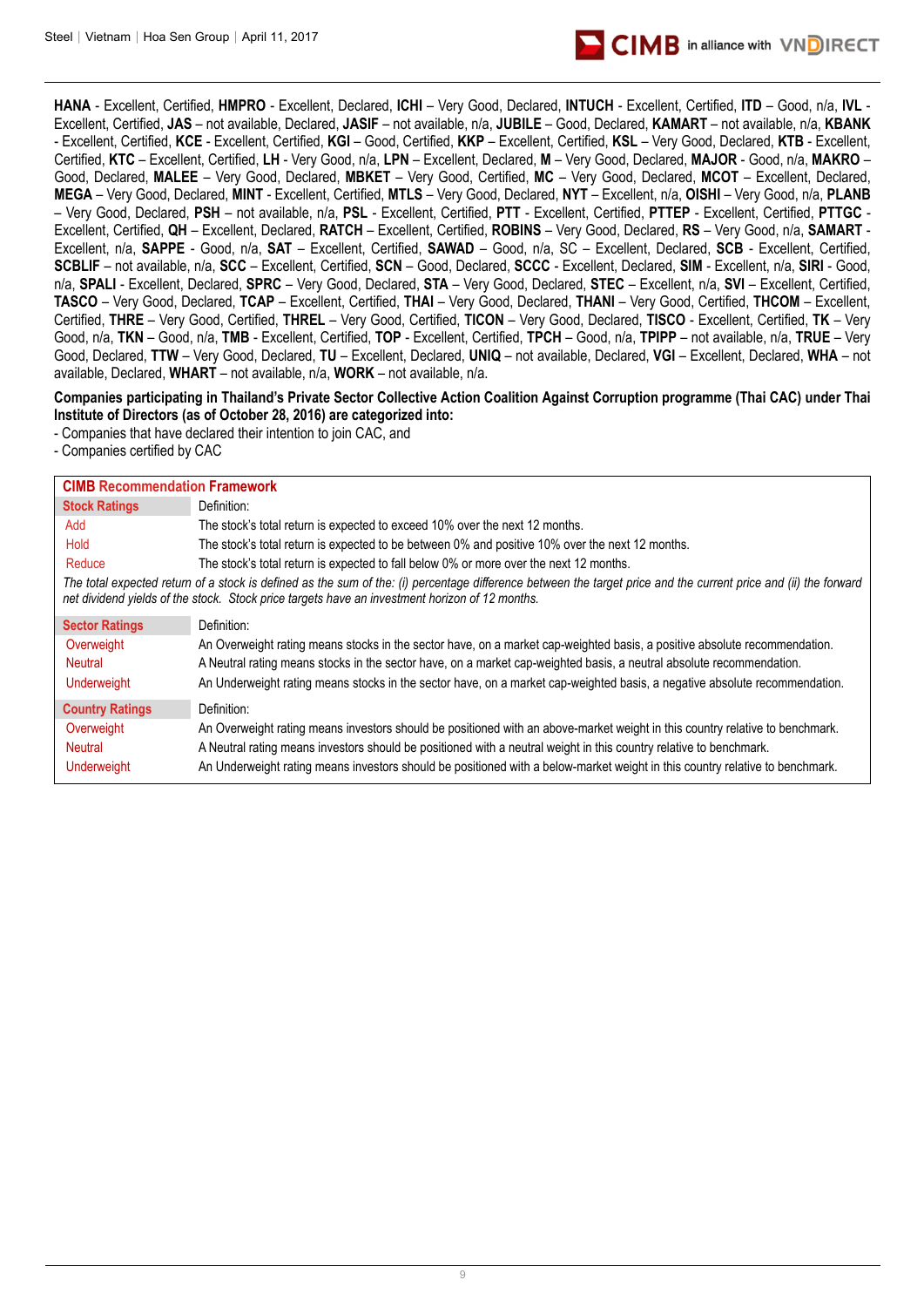**HANA** - Excellent, Certified, **HMPRO** - Excellent, Declared, **ICHI** – Very Good, Declared, **INTUCH** - Excellent, Certified, **ITD** – Good, n/a, **IVL** - Excellent, Certified, **JAS** – not available, Declared, **JASIF** – not available, n/a, **JUBILE** – Good, Declared, **KAMART** – not available, n/a, **KBANK** - Excellent, Certified, **KCE** - Excellent, Certified, **KGI** – Good, Certified, **KKP** – Excellent, Certified, **KSL** – Very Good, Declared, **KTB** - Excellent, Certified, **KTC** – Excellent, Certified, **LH** - Very Good, n/a, **LPN** – Excellent, Declared, **M** – Very Good, Declared, **MAJOR** - Good, n/a, **MAKRO** – Good, Declared, **MALEE** – Very Good, Declared, **MBKET** – Very Good, Certified, **MC** – Very Good, Declared, **MCOT** – Excellent, Declared, **MEGA** – Very Good, Declared, **MINT** - Excellent, Certified, **MTLS** – Very Good, Declared, **NYT** – Excellent, n/a, **OISHI** – Very Good, n/a, **PLANB** – Very Good, Declared, **PSH** – not available, n/a, **PSL** - Excellent, Certified, **PTT** - Excellent, Certified, **PTTEP** - Excellent, Certified, **PTTGC** - Excellent, Certified, **QH** – Excellent, Declared, **RATCH** – Excellent, Certified, **ROBINS** – Very Good, Declared, **RS** – Very Good, n/a, **SAMART** - Excellent, n/a, **SAPPE** - Good, n/a, **SAT** – Excellent, Certified, **SAWAD** – Good, n/a, SC – Excellent, Declared, **SCB** - Excellent, Certified, **SCBLIF** – not available, n/a, **SCC** – Excellent, Certified, **SCN** – Good, Declared, **SCCC** - Excellent, Declared, **SIM** - Excellent, n/a, **SIRI** - Good, n/a, **SPALI** - Excellent, Declared, **SPRC** – Very Good, Declared, **STA** – Very Good, Declared, **STEC** – Excellent, n/a, **SVI** – Excellent, Certified, **TASCO** – Very Good, Declared, **TCAP** – Excellent, Certified, **THAI** – Very Good, Declared, **THANI** – Very Good, Certified, **THCOM** – Excellent, Certified, **THRE** – Very Good, Certified, **THREL** – Very Good, Certified, **TICON** – Very Good, Declared, **TISCO** - Excellent, Certified, **TK** – Very Good, n/a, **TKN** – Good, n/a, **TMB** - Excellent, Certified, **TOP** - Excellent, Certified, **TPCH** – Good, n/a, **TPIPP** – not available, n/a, **TRUE** – Very Good, Declared, **TTW** – Very Good, Declared, **TU** – Excellent, Declared, **UNIQ** – not available, Declared, **VGI** – Excellent, Declared, **WHA** – not available, Declared, **WHART** – not available, n/a, **WORK** – not available, n/a.

**Companies participating in Thailand's Private Sector Collective Action Coalition Against Corruption programme (Thai CAC) under Thai Institute of Directors (as of October 28, 2016) are categorized into:**

- Companies that have declared their intention to join CAC, and
- Companies certified by CAC

**CIMB Recommendation Framework**

| **Stock Ratings** | Definition: |
|---|---|
| Add | The stock's total return is expected to exceed 10% over the next 12 months. |
| Hold | The stock's total return is expected to be between 0% and positive 10% over the next 12 months. |
| Reduce | The stock's total return is expected to fall below 0% or more over the next 12 months. |

*The total expected return of a stock is defined as the sum of the: (i) percentage difference between the target price and the current price and (ii) the forward net dividend yields of the stock. Stock price targets have an investment horizon of 12 months.*

| **Sector Ratings** | Definition: |
|---|---|
| Overweight | An Overweight rating means stocks in the sector have, on a market cap-weighted basis, a positive absolute recommendation. |
| Neutral | A Neutral rating means stocks in the sector have, on a market cap-weighted basis, a neutral absolute recommendation. |
| Underweight | An Underweight rating means stocks in the sector have, on a market cap-weighted basis, a negative absolute recommendation. |

| **Country Ratings** | Definition: |
|---|---|
| Overweight | An Overweight rating means investors should be positioned with an above-market weight in this country relative to benchmark. |
| Neutral | A Neutral rating means investors should be positioned with a neutral weight in this country relative to benchmark. |
| Underweight | An Underweight rating means investors should be positioned with a below-market weight in this country relative to benchmark. |